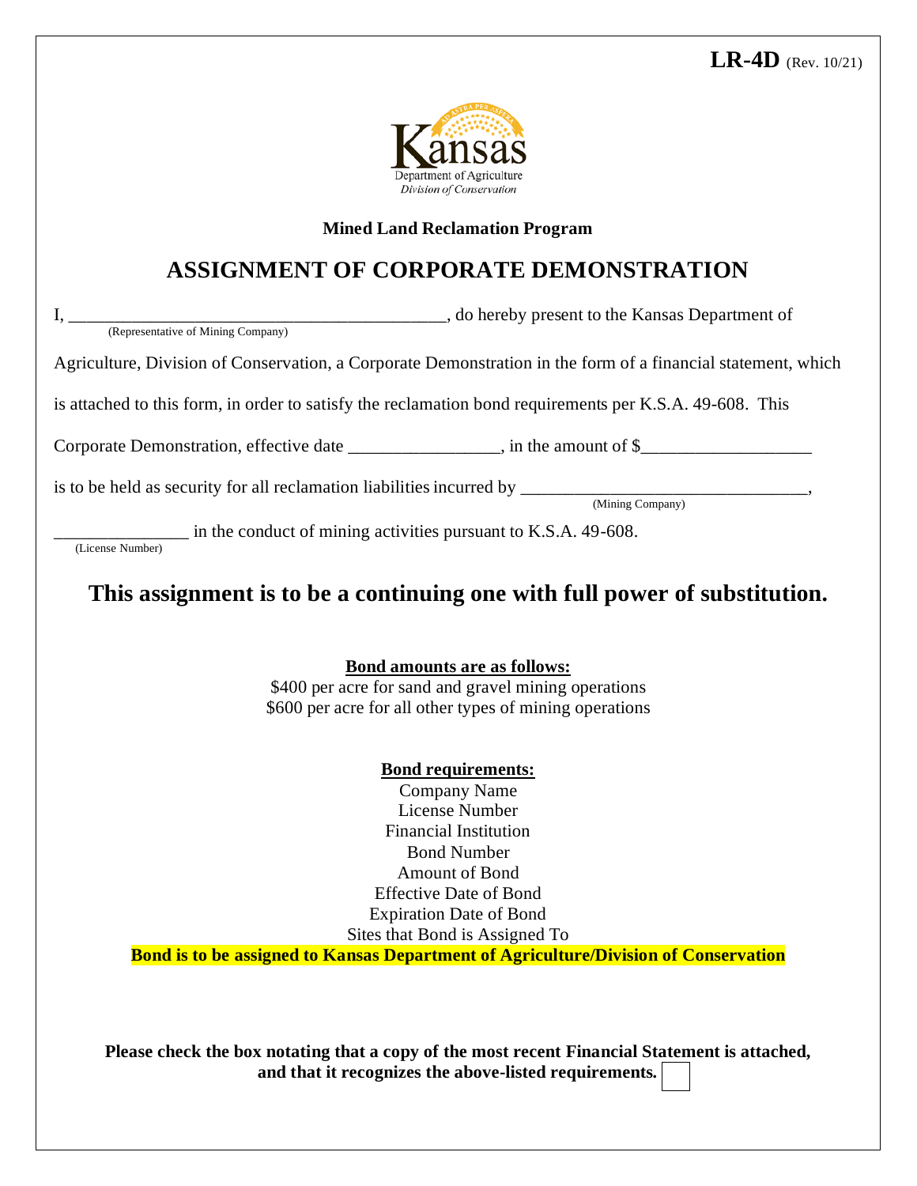**LR-4D** (Rev. 10/21)

Kansas
Department of Agriculture
*Division of Conservation*

**Mined Land Reclamation Program**

# ASSIGNMENT OF CORPORATE DEMONSTRATION

I, ____________________________________________, do hereby present to the Kansas Department of
(Representative of Mining Company)

Agriculture, Division of Conservation, a Corporate Demonstration in the form of a financial statement, which is attached to this form, in order to satisfy the reclamation bond requirements per K.S.A. 49-608. This Corporate Demonstration, effective date ________________, in the amount of $__________________ is to be held as security for all reclamation liabilities incurred by _______________________________,
(Mining Company)

_______________ in the conduct of mining activities pursuant to K.S.A. 49-608.
(License Number)

## This assignment is to be a continuing one with full power of substitution.

**Bond amounts are as follows:**

$400 per acre for sand and gravel mining operations
$600 per acre for all other types of mining operations

**Bond requirements:**

Company Name
License Number
Financial Institution
Bond Number
Amount of Bond
Effective Date of Bond
Expiration Date of Bond
Sites that Bond is Assigned To

**Bond is to be assigned to Kansas Department of Agriculture/Division of Conservation**

**Please check the box notating that a copy of the most recent Financial Statement is attached, and that it recognizes the above-listed requirements.** ☐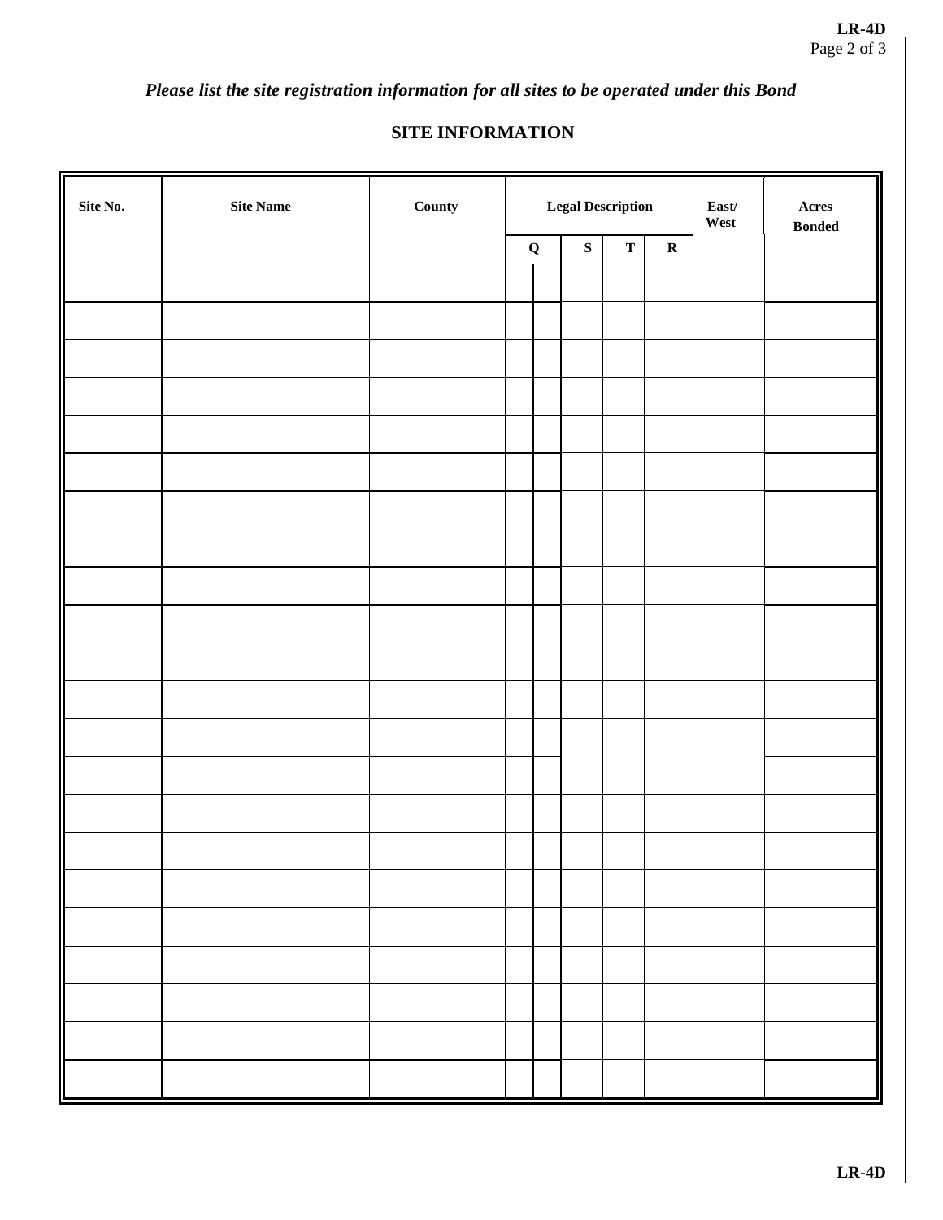*Please list the site registration information for all sites to be operated under this Bond*

## SITE INFORMATION

| Site No. | Site Name | County | Legal Description | | | | | East/ West | Acres Bonded |
|---|---|---|---|---|---|---|---|---|---|
| | | | Q | | S | T | R | | |
| | | | | | | | | | |
| | | | | | | | | | |
| | | | | | | | | | |
| | | | | | | | | | |
| | | | | | | | | | |
| | | | | | | | | | |
| | | | | | | | | | |
| | | | | | | | | | |
| | | | | | | | | | |
| | | | | | | | | | |
| | | | | | | | | | |
| | | | | | | | | | |
| | | | | | | | | | |
| | | | | | | | | | |
| | | | | | | | | | |
| | | | | | | | | | |
| | | | | | | | | | |
| | | | | | | | | | |
| | | | | | | | | | |
| | | | | | | | | | |
| | | | | | | | | | |
| | | | | | | | | | |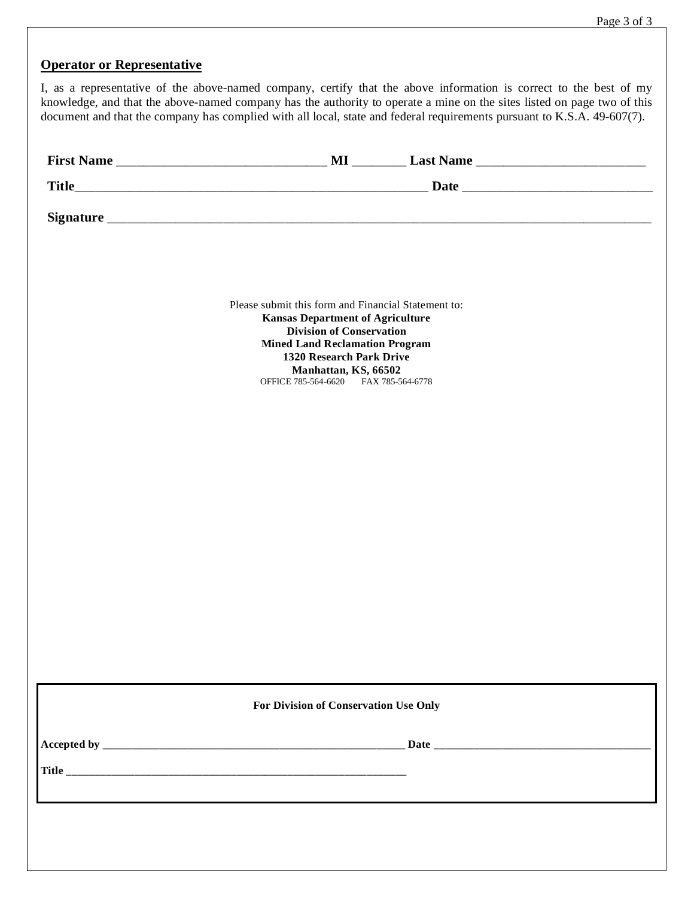## Operator or Representative

I, as a representative of the above-named company, certify that the above information is correct to the best of my knowledge, and that the above-named company has the authority to operate a mine on the sites listed on page two of this document and that the company has complied with all local, state and federal requirements pursuant to K.S.A. 49-607(7).

**First Name** _______________________________ **MI** ________ **Last Name** ________________________

**Title**_____________________________________________________ **Date** ____________________________

**Signature** ________________________________________________________________________________

Please submit this form and Financial Statement to:
**Kansas Department of Agriculture**
**Division of Conservation**
**Mined Land Reclamation Program**
**1320 Research Park Drive**
**Manhattan, KS, 66502**
OFFICE 785-564-6620 FAX 785-564-6778

**For Division of Conservation Use Only**

**Accepted by** ______________________________________________________ **Date** ________________________________________

**Title** ______________________________________________________________